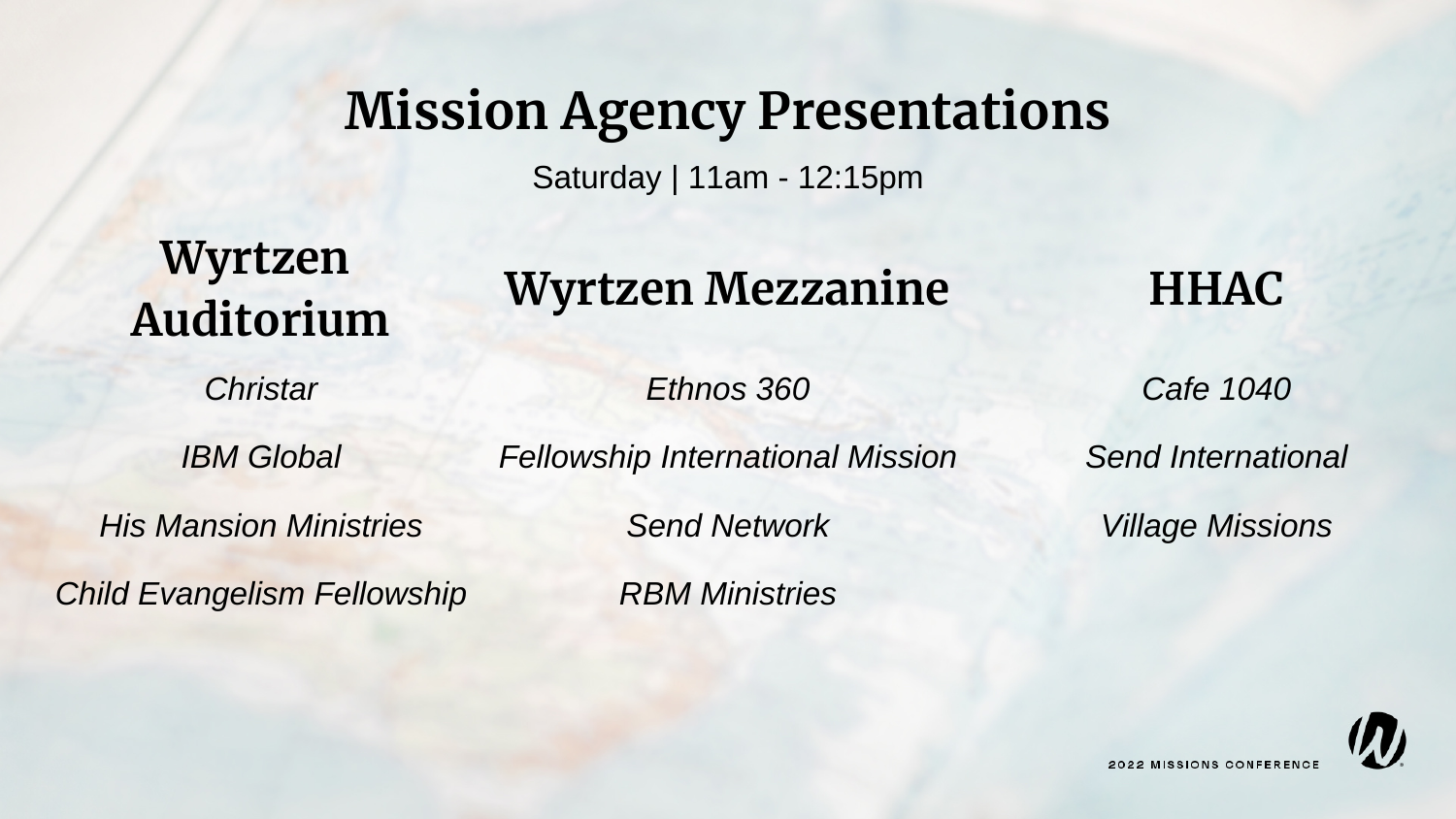# Mission Agency Presentations

Saturday | 11am - 12:15pm

## Wyrtzen Auditorium

*Christar*

*IBM Global*

*His Mansion Ministries*

*Child Evangelism Fellowship*

## Wyrtzen Mezzanine

*Ethnos 360*

*Fellowship International Mission*

*Send Network*

*RBM Ministries*

## HHAC

*Cafe 1040*

*Send International*

*Village Missions*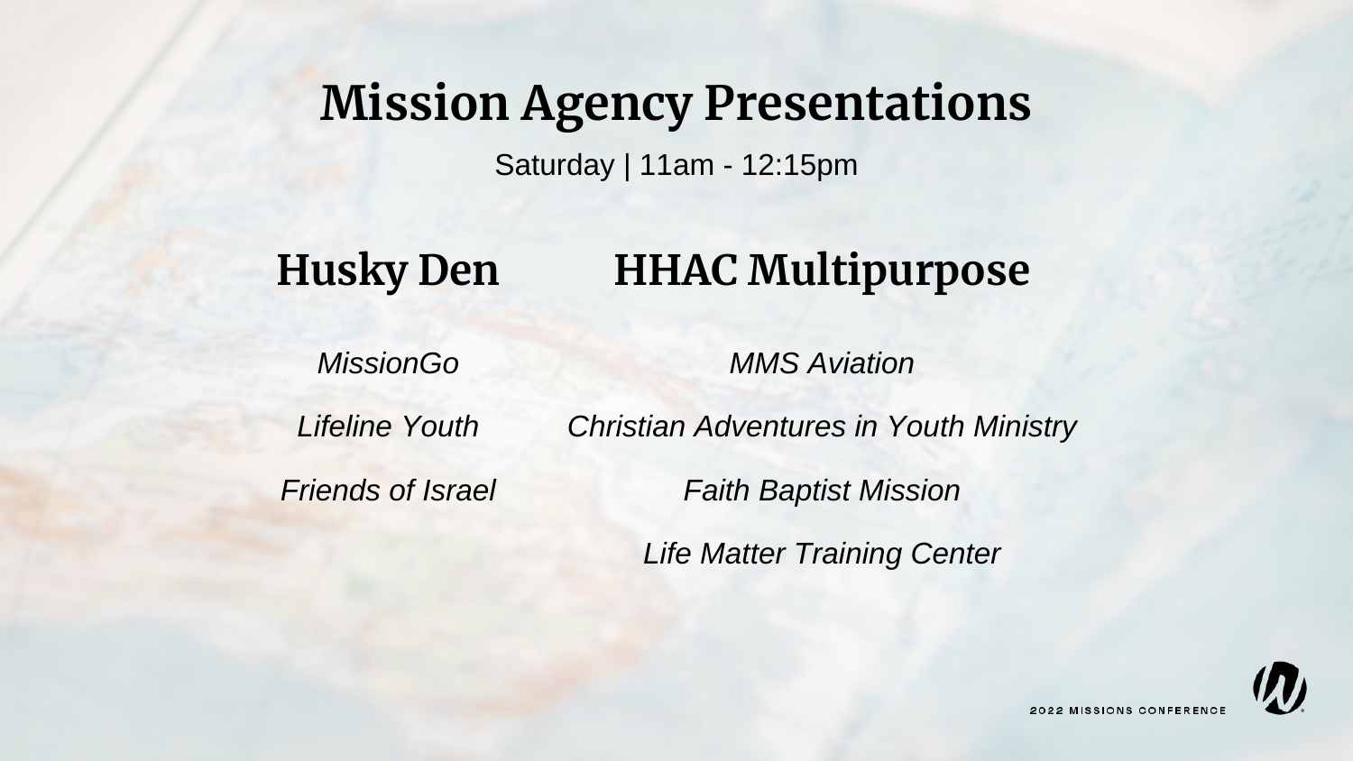# Mission Agency Presentations

Saturday | 11am - 12:15pm

## Husky Den

*MissionGo*

*Lifeline Youth*

*Friends of Israel*

## HHAC Multipurpose

*MMS Aviation*

*Christian Adventures in Youth Ministry*

*Faith Baptist Mission*

*Life Matter Training Center*

2022 MISSIONS CONFERENCE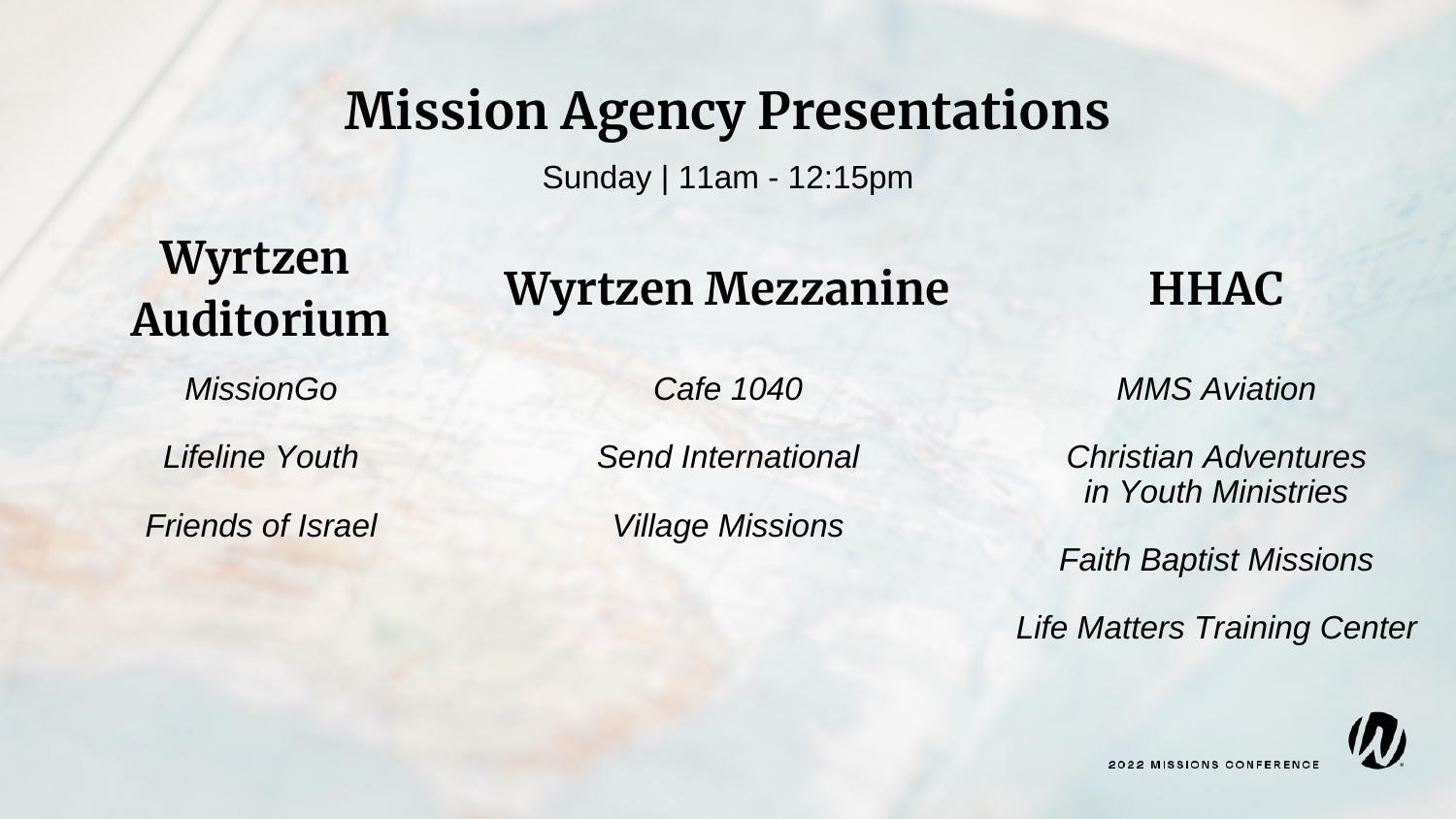# Mission Agency Presentations

Sunday | 11am - 12:15pm

## Wyrtzen Auditorium

*MissionGo*

*Lifeline Youth*

*Friends of Israel*

## Wyrtzen Mezzanine

*Cafe 1040*

*Send International*

*Village Missions*

## HHAC

*MMS Aviation*

*Christian Adventures in Youth Ministries*

*Faith Baptist Missions*

*Life Matters Training Center*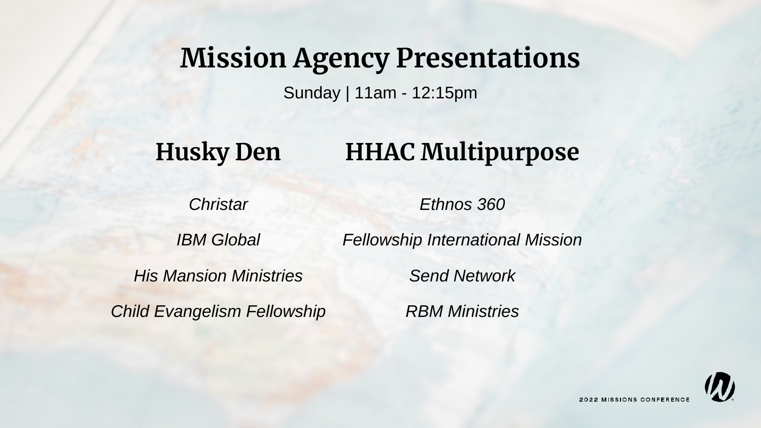# Mission Agency Presentations

Sunday | 11am - 12:15pm

## Husky Den

*Christar*

*IBM Global*

*His Mansion Ministries*

*Child Evangelism Fellowship*

## HHAC Multipurpose

*Ethnos 360*

*Fellowship International Mission*

*Send Network*

*RBM Ministries*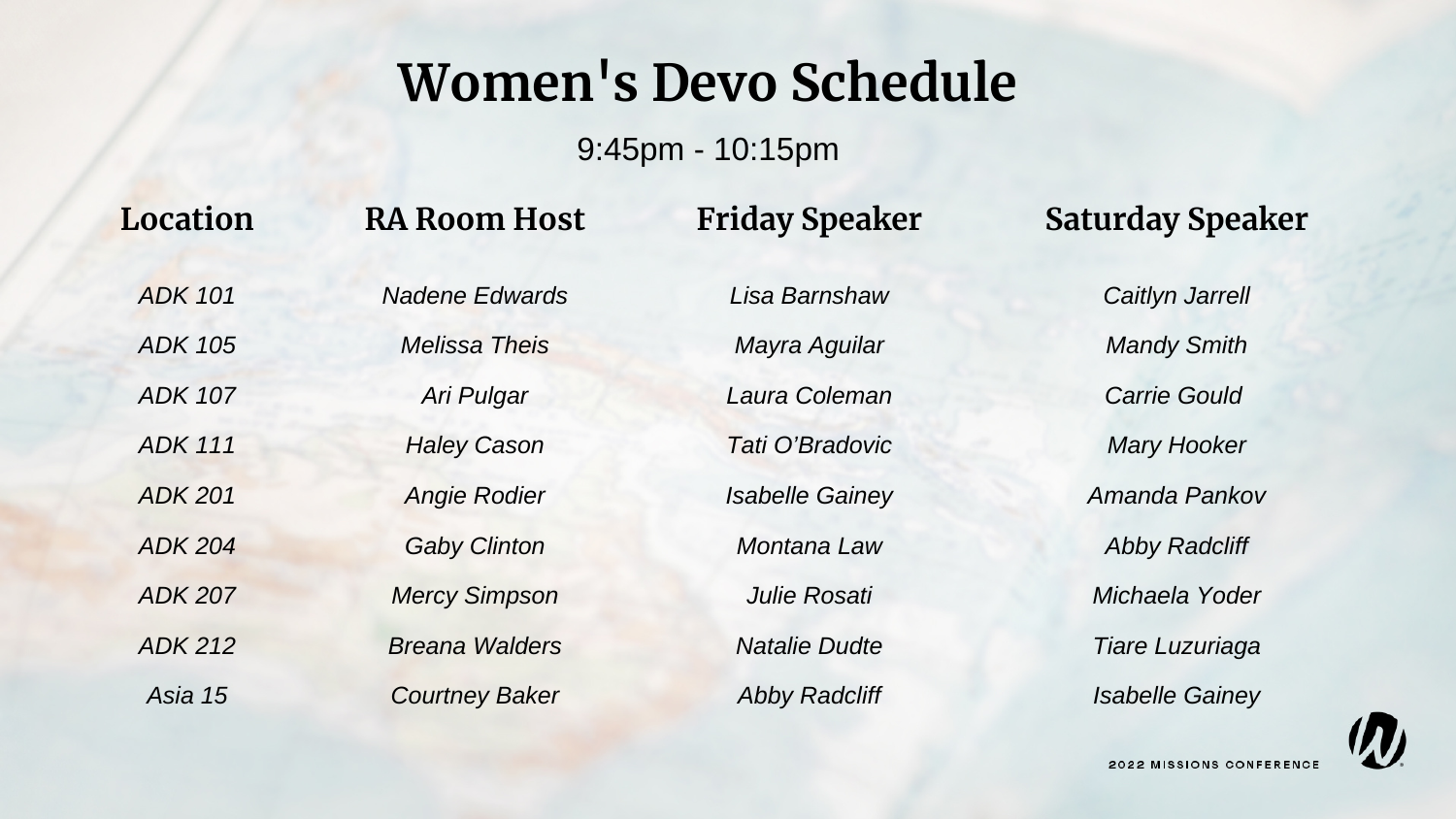# Women's Devo Schedule

9:45pm - 10:15pm

| Location | RA Room Host | Friday Speaker | Saturday Speaker |
|---|---|---|---|
| *ADK 101* | *Nadene Edwards* | *Lisa Barnshaw* | *Caitlyn Jarrell* |
| *ADK 105* | *Melissa Theis* | *Mayra Aguilar* | *Mandy Smith* |
| *ADK 107* | *Ari Pulgar* | *Laura Coleman* | *Carrie Gould* |
| *ADK 111* | *Haley Cason* | *Tati O'Bradovic* | *Mary Hooker* |
| *ADK 201* | *Angie Rodier* | *Isabelle Gainey* | *Amanda Pankov* |
| *ADK 204* | *Gaby Clinton* | *Montana Law* | *Abby Radcliff* |
| *ADK 207* | *Mercy Simpson* | *Julie Rosati* | *Michaela Yoder* |
| *ADK 212* | *Breana Walders* | *Natalie Dudte* | *Tiare Luzuriaga* |
| *Asia 15* | *Courtney Baker* | *Abby Radcliff* | *Isabelle Gainey* |

2022 MISSIONS CONFERENCE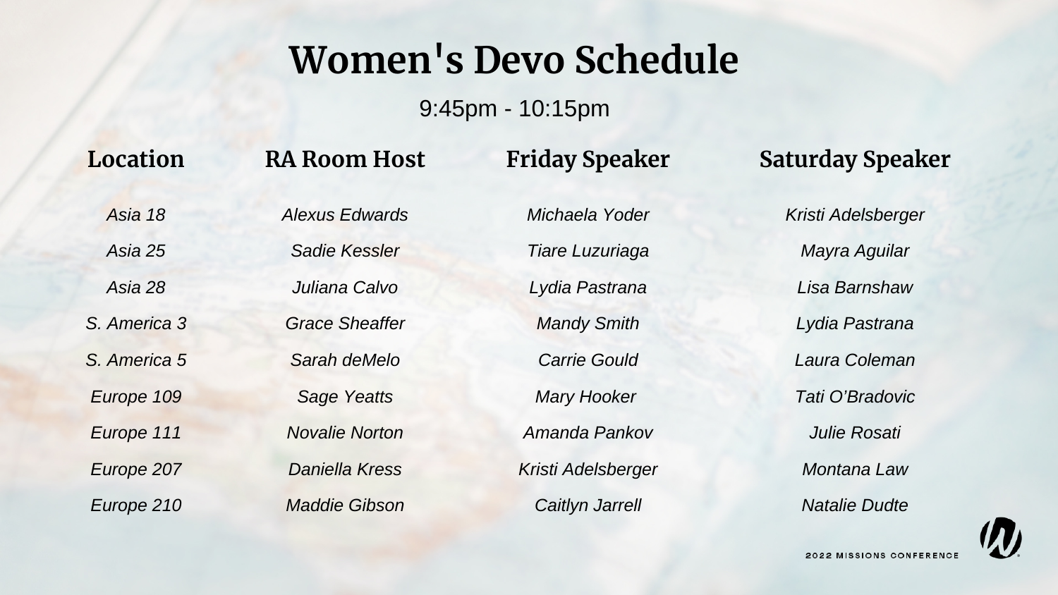# Women's Devo Schedule

9:45pm - 10:15pm

| Location | RA Room Host | Friday Speaker | Saturday Speaker |
|---|---|---|---|
| *Asia 18* | *Alexus Edwards* | *Michaela Yoder* | *Kristi Adelsberger* |
| *Asia 25* | *Sadie Kessler* | *Tiare Luzuriaga* | *Mayra Aguilar* |
| *Asia 28* | *Juliana Calvo* | *Lydia Pastrana* | *Lisa Barnshaw* |
| *S. America 3* | *Grace Sheaffer* | *Mandy Smith* | *Lydia Pastrana* |
| *S. America 5* | *Sarah deMelo* | *Carrie Gould* | *Laura Coleman* |
| *Europe 109* | *Sage Yeatts* | *Mary Hooker* | *Tati O'Bradovic* |
| *Europe 111* | *Novalie Norton* | *Amanda Pankov* | *Julie Rosati* |
| *Europe 207* | *Daniella Kress* | *Kristi Adelsberger* | *Montana Law* |
| *Europe 210* | *Maddie Gibson* | *Caitlyn Jarrell* | *Natalie Dudte* |

2022 MISSIONS CONFERENCE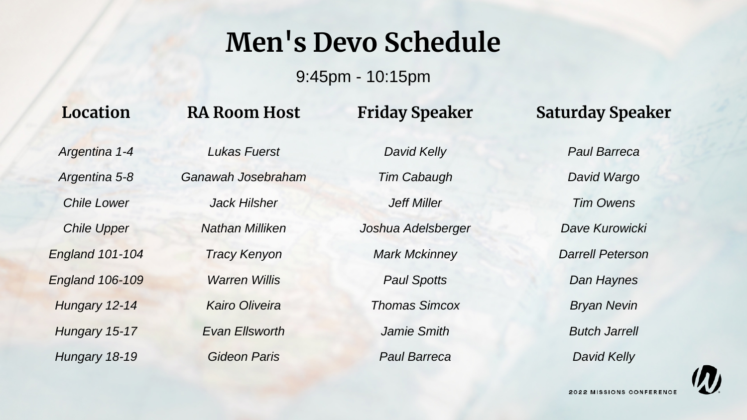# Men's Devo Schedule

9:45pm - 10:15pm

| Location | RA Room Host | Friday Speaker | Saturday Speaker |
|---|---|---|---|
| *Argentina 1-4* | *Lukas Fuerst* | *David Kelly* | *Paul Barreca* |
| *Argentina 5-8* | *Ganawah Josebraham* | *Tim Cabaugh* | *David Wargo* |
| *Chile Lower* | *Jack Hilsher* | *Jeff Miller* | *Tim Owens* |
| *Chile Upper* | *Nathan Milliken* | *Joshua Adelsberger* | *Dave Kurowicki* |
| *England 101-104* | *Tracy Kenyon* | *Mark Mckinney* | *Darrell Peterson* |
| *England 106-109* | *Warren Willis* | *Paul Spotts* | *Dan Haynes* |
| *Hungary 12-14* | *Kairo Oliveira* | *Thomas Simcox* | *Bryan Nevin* |
| *Hungary 15-17* | *Evan Ellsworth* | *Jamie Smith* | *Butch Jarrell* |
| *Hungary 18-19* | *Gideon Paris* | *Paul Barreca* | *David Kelly* |

2022 MISSIONS CONFERENCE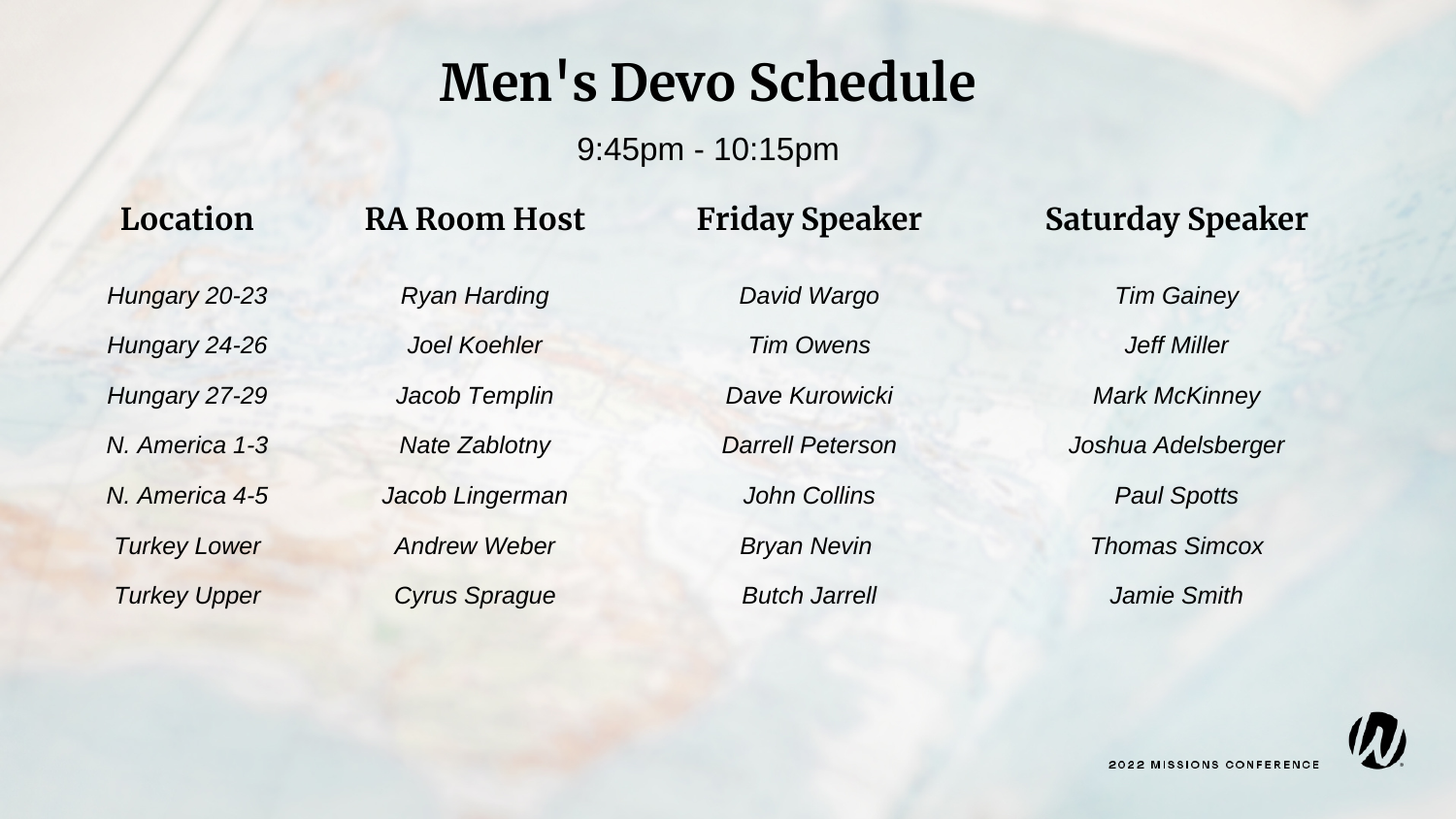# Men's Devo Schedule

9:45pm - 10:15pm

| Location | RA Room Host | Friday Speaker | Saturday Speaker |
|---|---|---|---|
| *Hungary 20-23* | *Ryan Harding* | *David Wargo* | *Tim Gainey* |
| *Hungary 24-26* | *Joel Koehler* | *Tim Owens* | *Jeff Miller* |
| *Hungary 27-29* | *Jacob Templin* | *Dave Kurowicki* | *Mark McKinney* |
| *N. America 1-3* | *Nate Zablotny* | *Darrell Peterson* | *Joshua Adelsberger* |
| *N. America 4-5* | *Jacob Lingerman* | *John Collins* | *Paul Spotts* |
| *Turkey Lower* | *Andrew Weber* | *Bryan Nevin* | *Thomas Simcox* |
| *Turkey Upper* | *Cyrus Sprague* | *Butch Jarrell* | *Jamie Smith* |

2022 MISSIONS CONFERENCE